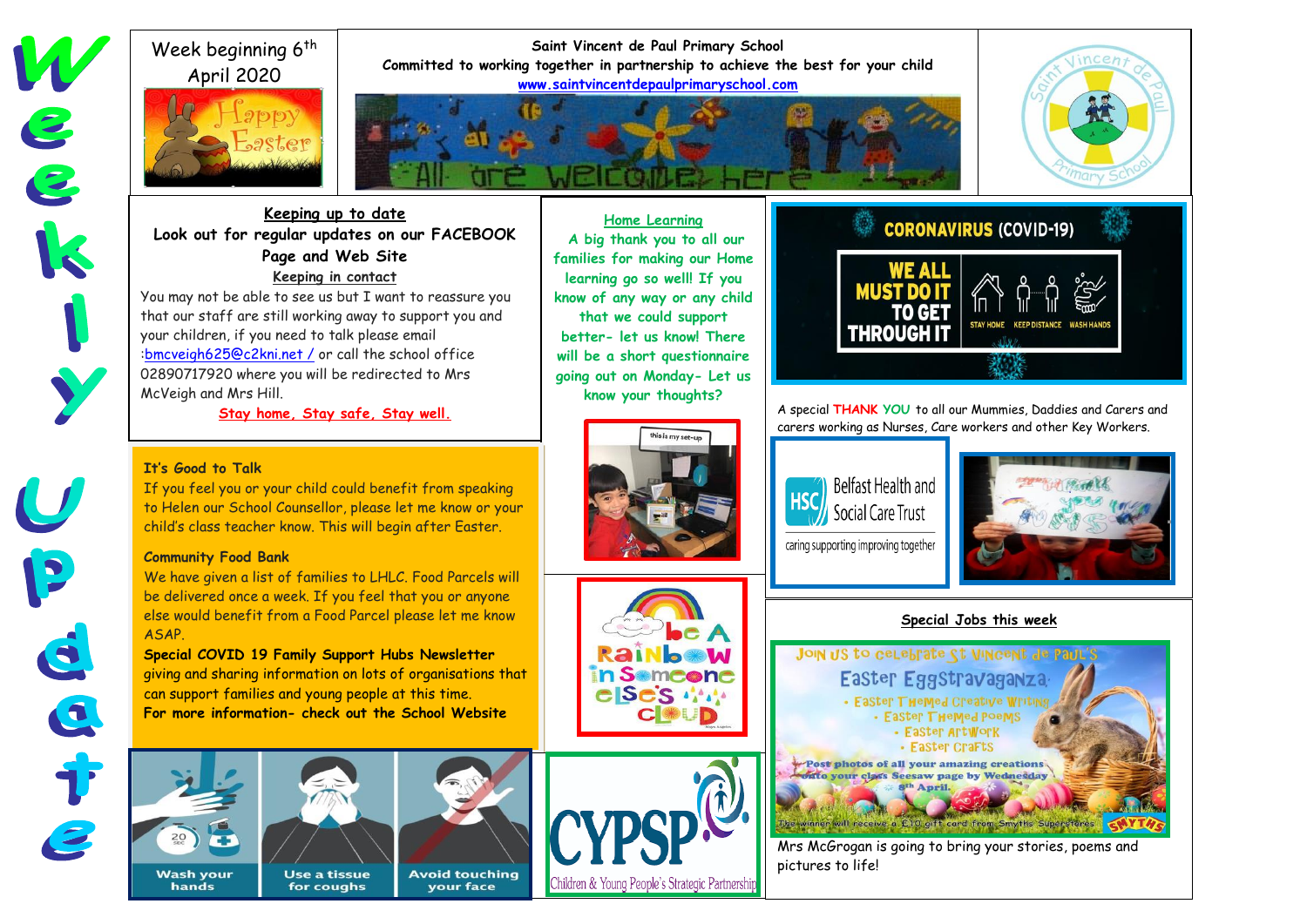# Weekly Update

Week beginning 6th April 2020

Happy Easter

**Saint Vincent de Paul Primary School**
**Committed to working together in partnership to achieve the best for your child**
www.saintvincentdepaulprimaryschool.com

All are welcome here

## Keeping up to date

**Look out for regular updates on our FACEBOOK Page and Web Site**

### Keeping in contact

You may not be able to see us but I want to reassure you that our staff are still working away to support you and your children, if you need to talk please email :bmcveigh625@c2kni.net / or call the school office 02890717920 where you will be redirected to Mrs McVeigh and Mrs Hill.

**Stay home, Stay safe, Stay well.**

## Home Learning

A big thank you to all our families for making our Home learning go so well! If you know of any way or any child that we could support better- let us know! There will be a short questionnaire going out on Monday- Let us know your thoughts?

this is my set-up

## CORONAVIRUS (COVID-19)

WE ALL MUST DO IT TO GET THROUGH IT

STAY HOME KEEP DISTANCE WASH HANDS

A special THANK YOU to all our Mummies, Daddies and Carers and carers working as Nurses, Care workers and other Key Workers.

Belfast Health and Social Care Trust
caring supporting improving together

**It's Good to Talk**

If you feel you or your child could benefit from speaking to Helen our School Counsellor, please let me know or your child's class teacher know. This will begin after Easter.

**Community Food Bank**

We have given a list of families to LHLC. Food Parcels will be delivered once a week. If you feel that you or anyone else would benefit from a Food Parcel please let me know ASAP.

**Special COVID 19 Family Support Hubs Newsletter** giving and sharing information on lots of organisations that can support families and young people at this time.

**For more information- check out the School Website**

be A Rainbow in Someone else's cloud

## Special Jobs this week

Join us to celebrate St Vincent de Paul's Easter Eggstravaganza

- Easter Themed Creative Writing
- Easter Themed Poems
- Easter Artwork
- Easter Crafts

Post photos of all your amazing creations onto your class Seesaw page by Wednesday 8th April.

The winner will receive a £10 gift card from Smyths Superstores

Mrs McGrogan is going to bring your stories, poems and pictures to life!

Wash your hands | Use a tissue for coughs | Avoid touching your face

CYPSP Children & Young People's Strategic Partnership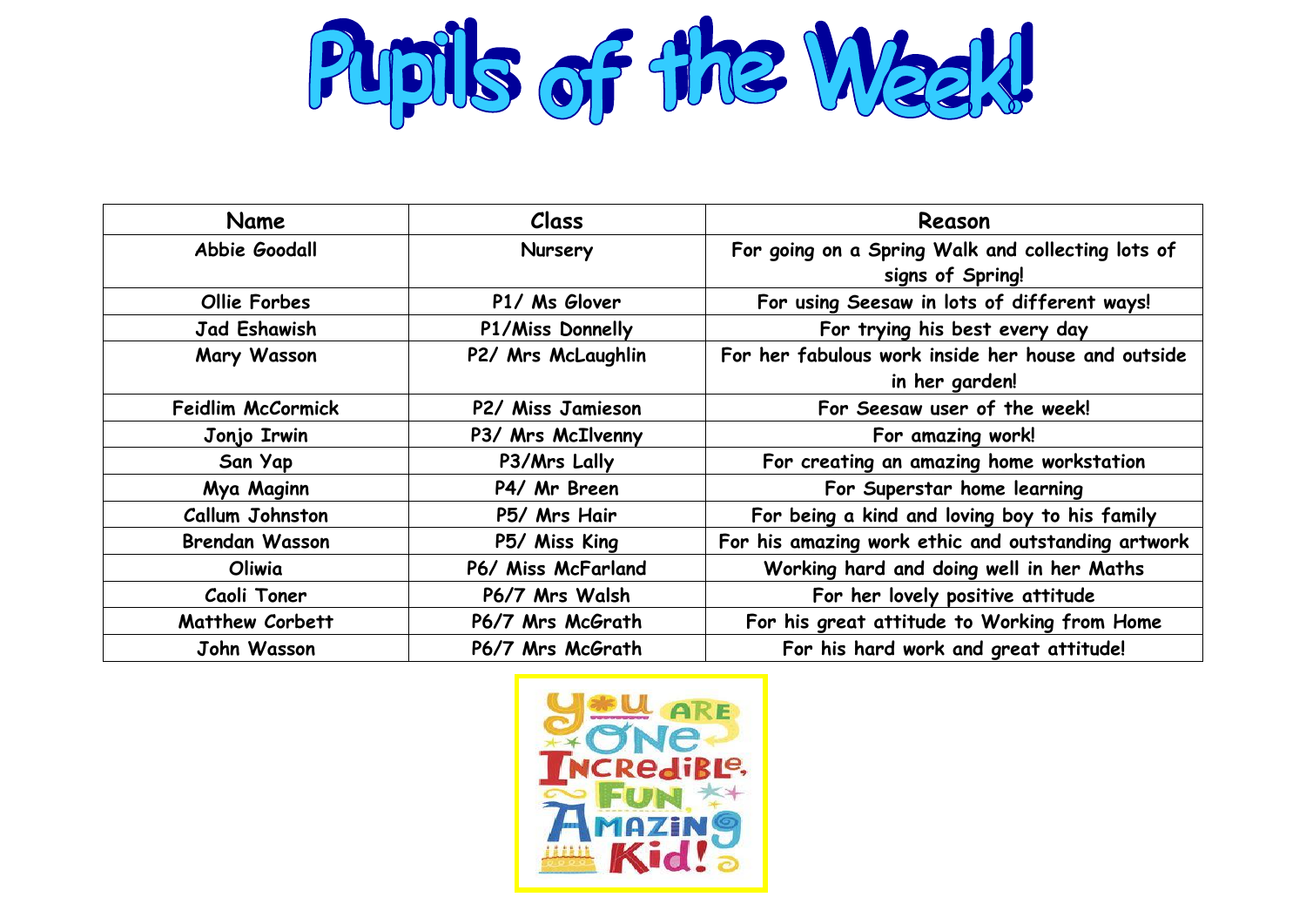# Pupils of the Week!

| Name | Class | Reason |
|---|---|---|
| Abbie Goodall | Nursery | For going on a Spring Walk and collecting lots of signs of Spring! |
| Ollie Forbes | P1/ Ms Glover | For using Seesaw in lots of different ways! |
| Jad Eshawish | P1/Miss Donnelly | For trying his best every day |
| Mary Wasson | P2/ Mrs McLaughlin | For her fabulous work inside her house and outside in her garden! |
| Feidlim McCormick | P2/ Miss Jamieson | For Seesaw user of the week! |
| Jonjo Irwin | P3/ Mrs McIlvenny | For amazing work! |
| San Yap | P3/Mrs Lally | For creating an amazing home workstation |
| Mya Maginn | P4/ Mr Breen | For Superstar home learning |
| Callum Johnston | P5/ Mrs Hair | For being a kind and loving boy to his family |
| Brendan Wasson | P5/ Miss King | For his amazing work ethic and outstanding artwork |
| Oliwia | P6/ Miss McFarland | Working hard and doing well in her Maths |
| Caoli Toner | P6/7 Mrs Walsh | For her lovely positive attitude |
| Matthew Corbett | P6/7 Mrs McGrath | For his great attitude to Working from Home |
| John Wasson | P6/7 Mrs McGrath | For his hard work and great attitude! |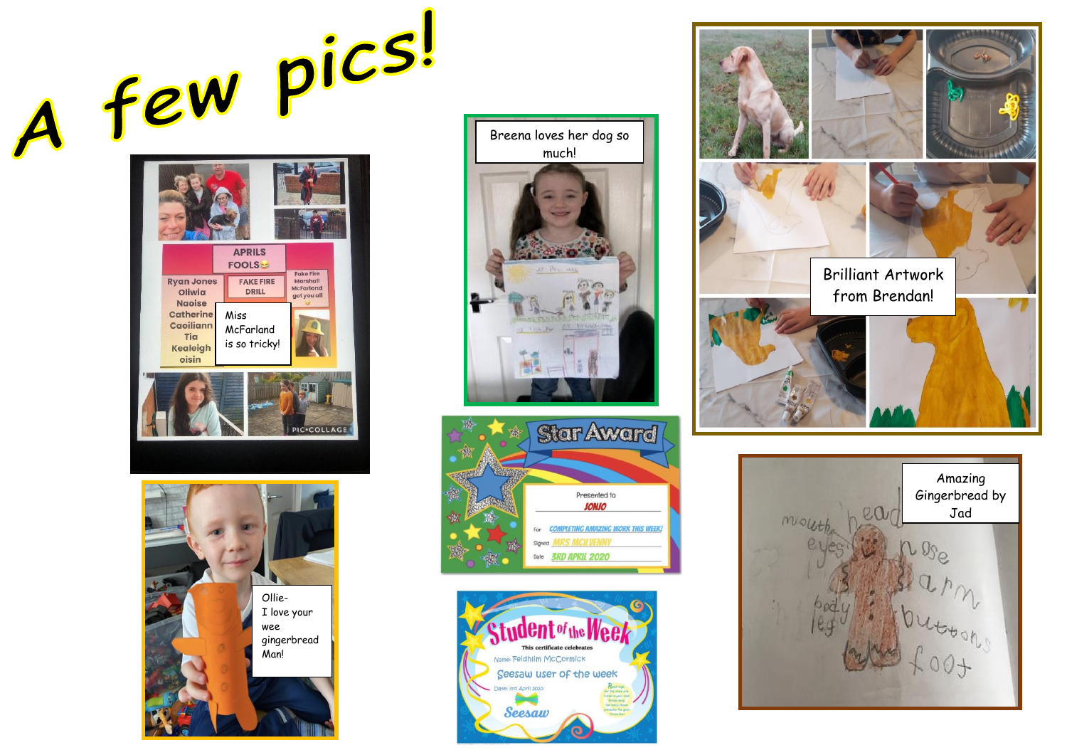# A few pics!

Miss McFarland is so tricky!

Breena loves her dog so much!

Brilliant Artwork from Brendan!

Ollie- I love your wee gingerbread Man!

Amazing Gingerbread by Jad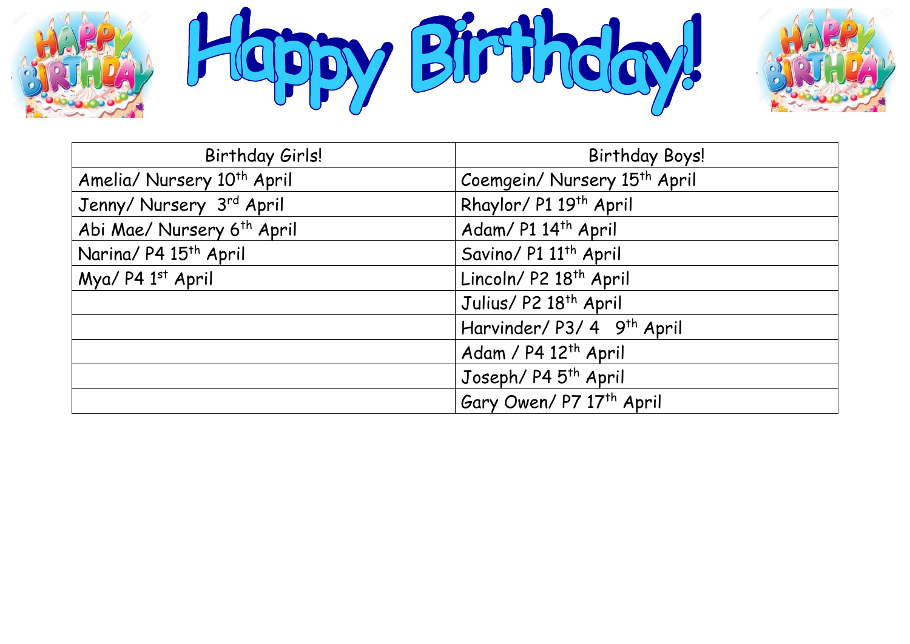# Happy Birthday!

| Birthday Girls! | Birthday Boys! |
|---|---|
| Amelia/ Nursery 10th April | Coemgein/ Nursery 15th April |
| Jenny/ Nursery 3rd April | Rhaylor/ P1 19th April |
| Abi Mae/ Nursery 6th April | Adam/ P1 14th April |
| Narina/ P4 15th April | Savino/ P1 11th April |
| Mya/ P4 1st April | Lincoln/ P2 18th April |
| | Julius/ P2 18th April |
| | Harvinder/ P3/ 4 9th April |
| | Adam / P4 12th April |
| | Joseph/ P4 5th April |
| | Gary Owen/ P7 17th April |